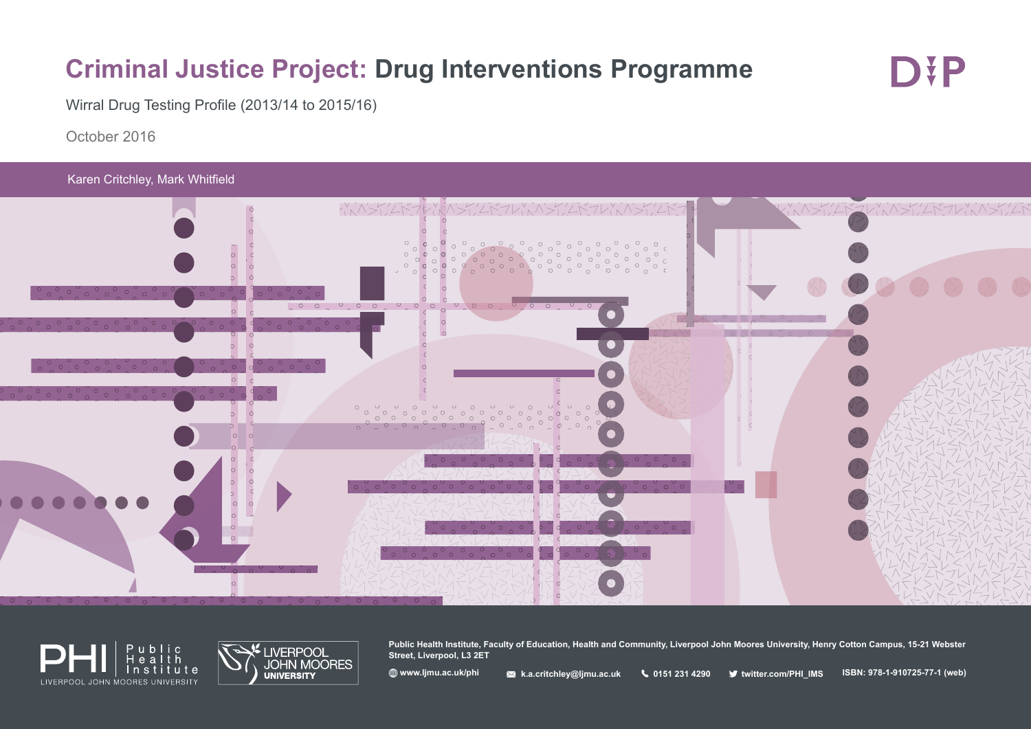# Criminal Justice Project: Drug Interventions Programme

DIP

Wirral Drug Testing Profile (2013/14 to 2015/16)

October 2016

Karen Critchley, Mark Whitfield

PHI Public Health Institute LIVERPOOL JOHN MOORES UNIVERSITY

LIVERPOOL JOHN MOORES UNIVERSITY

**Public Health Institute, Faculty of Education, Health and Community, Liverpool John Moores University, Henry Cotton Campus, 15-21 Webster Street, Liverpool, L3 2ET**

**www.ljmu.ac.uk/phi** **k.a.critchley@ljmu.ac.uk** **0151 231 4290** **twitter.com/PHI_IMS** **ISBN: 978-1-910725-77-1 (web)**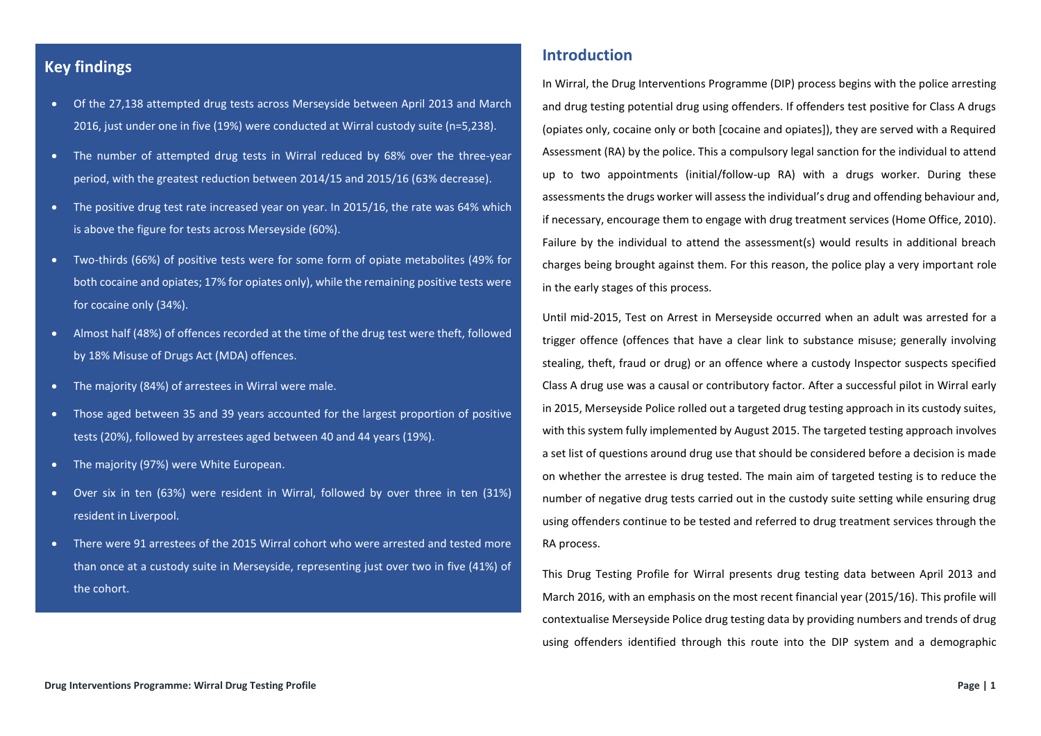## Key findings

- Of the 27,138 attempted drug tests across Merseyside between April 2013 and March 2016, just under one in five (19%) were conducted at Wirral custody suite (n=5,238).
- The number of attempted drug tests in Wirral reduced by 68% over the three-year period, with the greatest reduction between 2014/15 and 2015/16 (63% decrease).
- The positive drug test rate increased year on year. In 2015/16, the rate was 64% which is above the figure for tests across Merseyside (60%).
- Two-thirds (66%) of positive tests were for some form of opiate metabolites (49% for both cocaine and opiates; 17% for opiates only), while the remaining positive tests were for cocaine only (34%).
- Almost half (48%) of offences recorded at the time of the drug test were theft, followed by 18% Misuse of Drugs Act (MDA) offences.
- The majority (84%) of arrestees in Wirral were male.
- Those aged between 35 and 39 years accounted for the largest proportion of positive tests (20%), followed by arrestees aged between 40 and 44 years (19%).
- The majority (97%) were White European.
- Over six in ten (63%) were resident in Wirral, followed by over three in ten (31%) resident in Liverpool.
- There were 91 arrestees of the 2015 Wirral cohort who were arrested and tested more than once at a custody suite in Merseyside, representing just over two in five (41%) of the cohort.

## Introduction

In Wirral, the Drug Interventions Programme (DIP) process begins with the police arresting and drug testing potential drug using offenders. If offenders test positive for Class A drugs (opiates only, cocaine only or both [cocaine and opiates]), they are served with a Required Assessment (RA) by the police. This a compulsory legal sanction for the individual to attend up to two appointments (initial/follow-up RA) with a drugs worker. During these assessments the drugs worker will assess the individual's drug and offending behaviour and, if necessary, encourage them to engage with drug treatment services (Home Office, 2010). Failure by the individual to attend the assessment(s) would results in additional breach charges being brought against them. For this reason, the police play a very important role in the early stages of this process.

Until mid-2015, Test on Arrest in Merseyside occurred when an adult was arrested for a trigger offence (offences that have a clear link to substance misuse; generally involving stealing, theft, fraud or drug) or an offence where a custody Inspector suspects specified Class A drug use was a causal or contributory factor. After a successful pilot in Wirral early in 2015, Merseyside Police rolled out a targeted drug testing approach in its custody suites, with this system fully implemented by August 2015. The targeted testing approach involves a set list of questions around drug use that should be considered before a decision is made on whether the arrestee is drug tested. The main aim of targeted testing is to reduce the number of negative drug tests carried out in the custody suite setting while ensuring drug using offenders continue to be tested and referred to drug treatment services through the RA process.

This Drug Testing Profile for Wirral presents drug testing data between April 2013 and March 2016, with an emphasis on the most recent financial year (2015/16). This profile will contextualise Merseyside Police drug testing data by providing numbers and trends of drug using offenders identified through this route into the DIP system and a demographic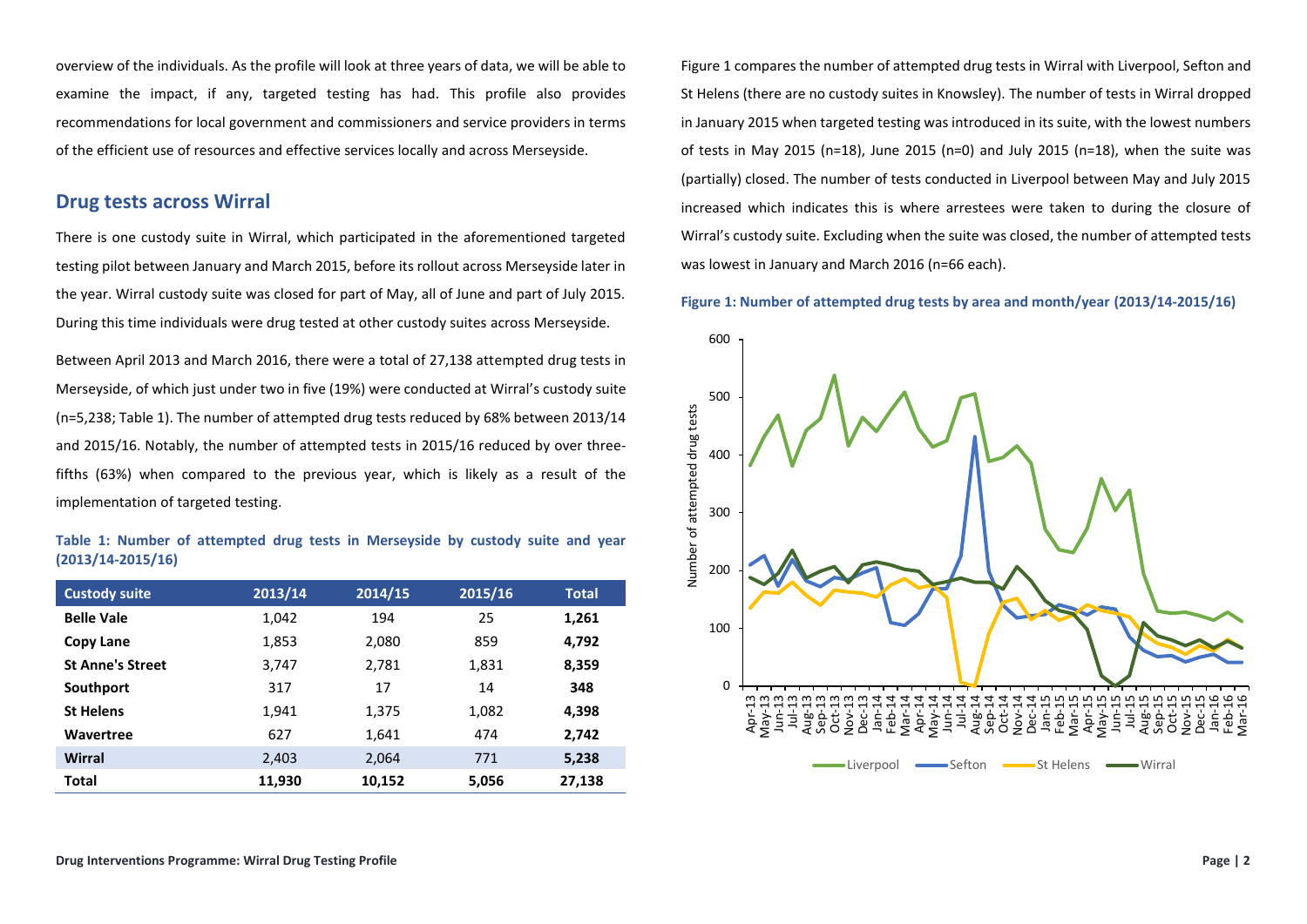overview of the individuals. As the profile will look at three years of data, we will be able to examine the impact, if any, targeted testing has had. This profile also provides recommendations for local government and commissioners and service providers in terms of the efficient use of resources and effective services locally and across Merseyside.

## Drug tests across Wirral

There is one custody suite in Wirral, which participated in the aforementioned targeted testing pilot between January and March 2015, before its rollout across Merseyside later in the year. Wirral custody suite was closed for part of May, all of June and part of July 2015. During this time individuals were drug tested at other custody suites across Merseyside.

Between April 2013 and March 2016, there were a total of 27,138 attempted drug tests in Merseyside, of which just under two in five (19%) were conducted at Wirral's custody suite (n=5,238; Table 1). The number of attempted drug tests reduced by 68% between 2013/14 and 2015/16. Notably, the number of attempted tests in 2015/16 reduced by over three-fifths (63%) when compared to the previous year, which is likely as a result of the implementation of targeted testing.

**Table 1: Number of attempted drug tests in Merseyside by custody suite and year (2013/14-2015/16)**

| Custody suite | 2013/14 | 2014/15 | 2015/16 | Total |
|---|---|---|---|---|
| **Belle Vale** | 1,042 | 194 | 25 | **1,261** |
| **Copy Lane** | 1,853 | 2,080 | 859 | **4,792** |
| **St Anne's Street** | 3,747 | 2,781 | 1,831 | **8,359** |
| **Southport** | 317 | 17 | 14 | **348** |
| **St Helens** | 1,941 | 1,375 | 1,082 | **4,398** |
| **Wavertree** | 627 | 1,641 | 474 | **2,742** |
| **Wirral** | 2,403 | 2,064 | 771 | **5,238** |
| **Total** | **11,930** | **10,152** | **5,056** | **27,138** |

Figure 1 compares the number of attempted drug tests in Wirral with Liverpool, Sefton and St Helens (there are no custody suites in Knowsley). The number of tests in Wirral dropped in January 2015 when targeted testing was introduced in its suite, with the lowest numbers of tests in May 2015 (n=18), June 2015 (n=0) and July 2015 (n=18), when the suite was (partially) closed. The number of tests conducted in Liverpool between May and July 2015 increased which indicates this is where arrestees were taken to during the closure of Wirral's custody suite. Excluding when the suite was closed, the number of attempted tests was lowest in January and March 2016 (n=66 each).

**Figure 1: Number of attempted drug tests by area and month/year (2013/14-2015/16)**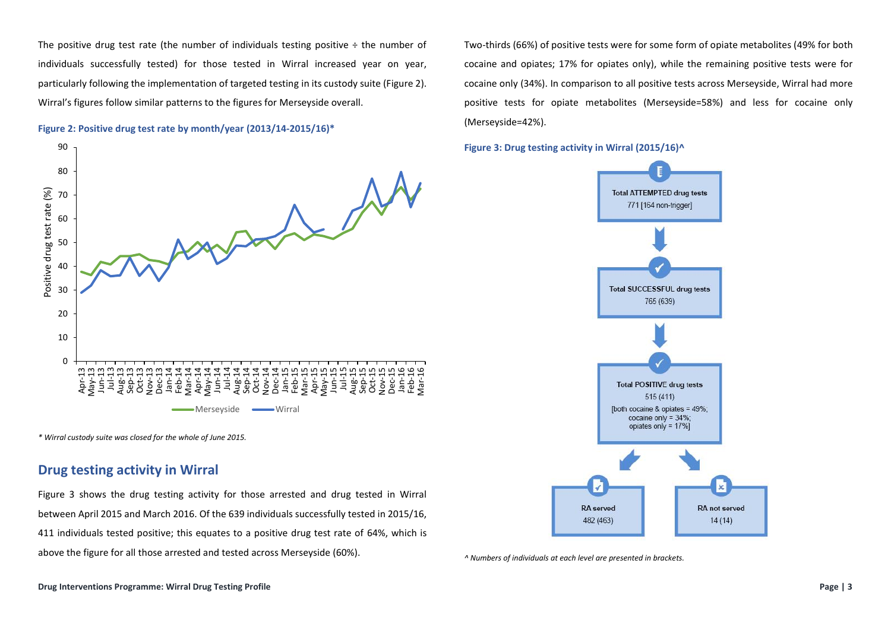The positive drug test rate (the number of individuals testing positive ÷ the number of individuals successfully tested) for those tested in Wirral increased year on year, particularly following the implementation of targeted testing in its custody suite (Figure 2). Wirral's figures follow similar patterns to the figures for Merseyside overall.

**Figure 2: Positive drug test rate by month/year (2013/14-2015/16)***

*\* Wirral custody suite was closed for the whole of June 2015.*

## Drug testing activity in Wirral

Figure 3 shows the drug testing activity for those arrested and drug tested in Wirral between April 2015 and March 2016. Of the 639 individuals successfully tested in 2015/16, 411 individuals tested positive; this equates to a positive drug test rate of 64%, which is above the figure for all those arrested and tested across Merseyside (60%).

Two-thirds (66%) of positive tests were for some form of opiate metabolites (49% for both cocaine and opiates; 17% for opiates only), while the remaining positive tests were for cocaine only (34%). In comparison to all positive tests across Merseyside, Wirral had more positive tests for opiate metabolites (Merseyside=58%) and less for cocaine only (Merseyside=42%).

**Figure 3: Drug testing activity in Wirral (2015/16)^**

Total ATTEMPTED drug tests
771 [164 non-trigger]

Total SUCCESSFUL drug tests
765 (639)

Total POSITIVE drug tests
515 (411)
[both cocaine & opiates = 49%; cocaine only = 34%; opiates only = 17%]

RA served
482 (463)

RA not served
14 (14)

*^ Numbers of individuals at each level are presented in brackets.*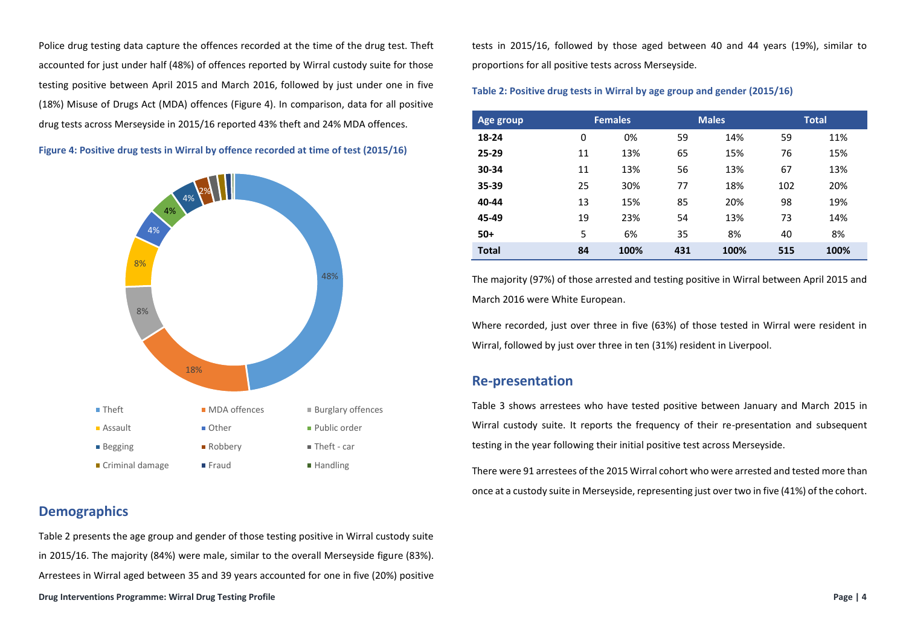Police drug testing data capture the offences recorded at the time of the drug test. Theft accounted for just under half (48%) of offences reported by Wirral custody suite for those testing positive between April 2015 and March 2016, followed by just under one in five (18%) Misuse of Drugs Act (MDA) offences (Figure 4). In comparison, data for all positive drug tests across Merseyside in 2015/16 reported 43% theft and 24% MDA offences.

**Figure 4: Positive drug tests in Wirral by offence recorded at time of test (2015/16)**

## Demographics

Table 2 presents the age group and gender of those testing positive in Wirral custody suite in 2015/16. The majority (84%) were male, similar to the overall Merseyside figure (83%). Arrestees in Wirral aged between 35 and 39 years accounted for one in five (20%) positive tests in 2015/16, followed by those aged between 40 and 44 years (19%), similar to proportions for all positive tests across Merseyside.

**Table 2: Positive drug tests in Wirral by age group and gender (2015/16)**

| Age group | Females | | Males | | Total | |
|---|---|---|---|---|---|---|
| **18-24** | 0 | 0% | 59 | 14% | 59 | 11% |
| **25-29** | 11 | 13% | 65 | 15% | 76 | 15% |
| **30-34** | 11 | 13% | 56 | 13% | 67 | 13% |
| **35-39** | 25 | 30% | 77 | 18% | 102 | 20% |
| **40-44** | 13 | 15% | 85 | 20% | 98 | 19% |
| **45-49** | 19 | 23% | 54 | 13% | 73 | 14% |
| **50+** | 5 | 6% | 35 | 8% | 40 | 8% |
| **Total** | **84** | **100%** | **431** | **100%** | **515** | **100%** |

The majority (97%) of those arrested and testing positive in Wirral between April 2015 and March 2016 were White European.

Where recorded, just over three in five (63%) of those tested in Wirral were resident in Wirral, followed by just over three in ten (31%) resident in Liverpool.

## Re-presentation

Table 3 shows arrestees who have tested positive between January and March 2015 in Wirral custody suite. It reports the frequency of their re-presentation and subsequent testing in the year following their initial positive test across Merseyside.

There were 91 arrestees of the 2015 Wirral cohort who were arrested and tested more than once at a custody suite in Merseyside, representing just over two in five (41%) of the cohort.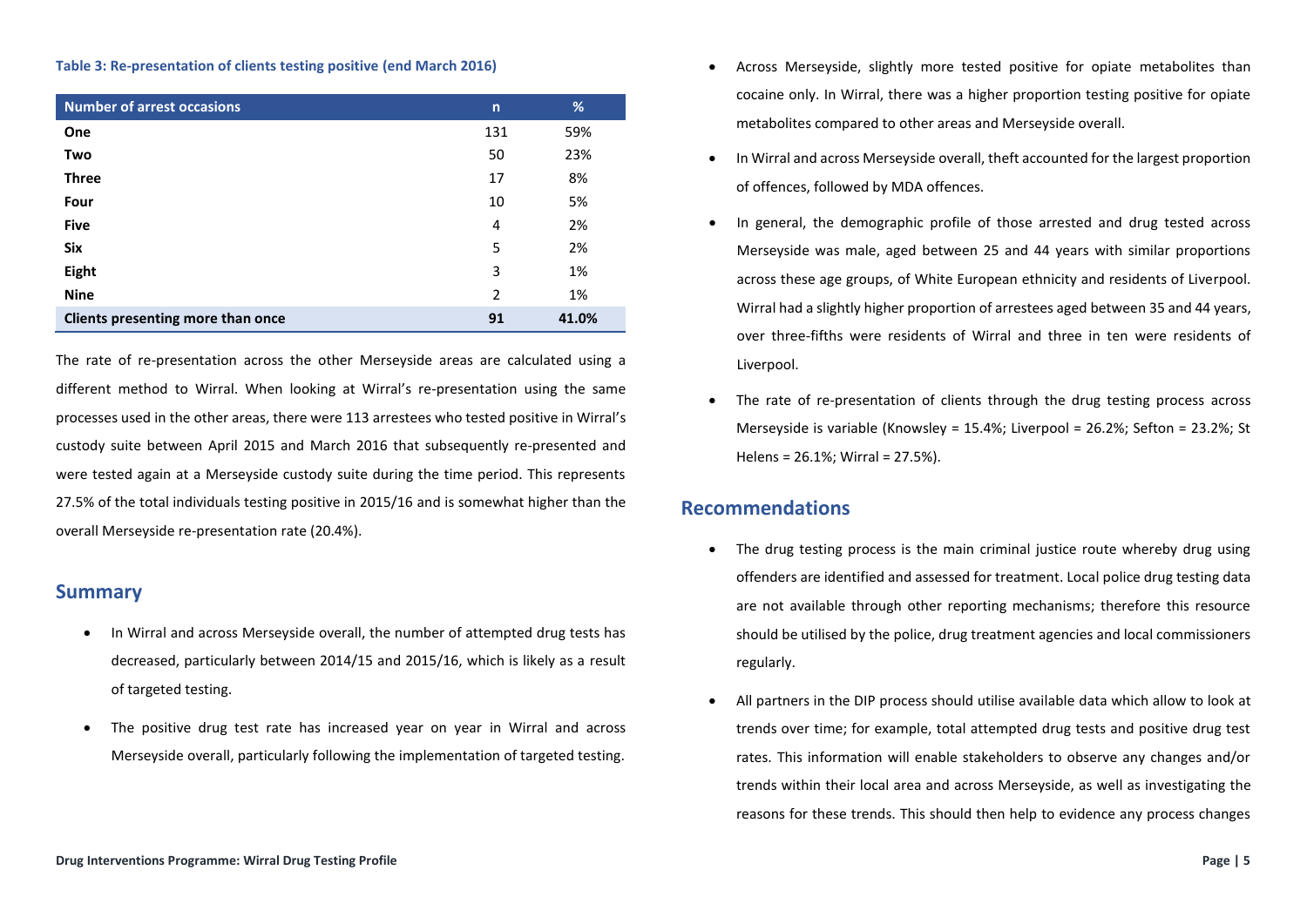**Table 3: Re-presentation of clients testing positive (end March 2016)**

| Number of arrest occasions | n | % |
|---|---|---|
| **One** | 131 | 59% |
| **Two** | 50 | 23% |
| **Three** | 17 | 8% |
| **Four** | 10 | 5% |
| **Five** | 4 | 2% |
| **Six** | 5 | 2% |
| **Eight** | 3 | 1% |
| **Nine** | 2 | 1% |
| **Clients presenting more than once** | **91** | **41.0%** |

The rate of re-presentation across the other Merseyside areas are calculated using a different method to Wirral. When looking at Wirral's re-presentation using the same processes used in the other areas, there were 113 arrestees who tested positive in Wirral's custody suite between April 2015 and March 2016 that subsequently re-presented and were tested again at a Merseyside custody suite during the time period. This represents 27.5% of the total individuals testing positive in 2015/16 and is somewhat higher than the overall Merseyside re-presentation rate (20.4%).

## Summary

- In Wirral and across Merseyside overall, the number of attempted drug tests has decreased, particularly between 2014/15 and 2015/16, which is likely as a result of targeted testing.
- The positive drug test rate has increased year on year in Wirral and across Merseyside overall, particularly following the implementation of targeted testing.
- Across Merseyside, slightly more tested positive for opiate metabolites than cocaine only. In Wirral, there was a higher proportion testing positive for opiate metabolites compared to other areas and Merseyside overall.
- In Wirral and across Merseyside overall, theft accounted for the largest proportion of offences, followed by MDA offences.
- In general, the demographic profile of those arrested and drug tested across Merseyside was male, aged between 25 and 44 years with similar proportions across these age groups, of White European ethnicity and residents of Liverpool. Wirral had a slightly higher proportion of arrestees aged between 35 and 44 years, over three-fifths were residents of Wirral and three in ten were residents of Liverpool.
- The rate of re-presentation of clients through the drug testing process across Merseyside is variable (Knowsley = 15.4%; Liverpool = 26.2%; Sefton = 23.2%; St Helens = 26.1%; Wirral = 27.5%).

## Recommendations

- The drug testing process is the main criminal justice route whereby drug using offenders are identified and assessed for treatment. Local police drug testing data are not available through other reporting mechanisms; therefore this resource should be utilised by the police, drug treatment agencies and local commissioners regularly.
- All partners in the DIP process should utilise available data which allow to look at trends over time; for example, total attempted drug tests and positive drug test rates. This information will enable stakeholders to observe any changes and/or trends within their local area and across Merseyside, as well as investigating the reasons for these trends. This should then help to evidence any process changes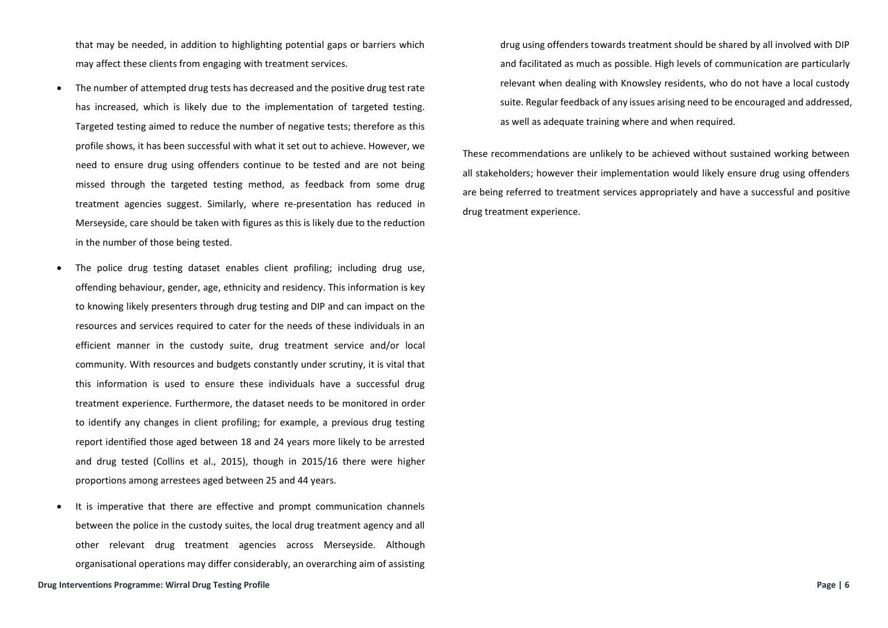that may be needed, in addition to highlighting potential gaps or barriers which may affect these clients from engaging with treatment services.

- The number of attempted drug tests has decreased and the positive drug test rate has increased, which is likely due to the implementation of targeted testing. Targeted testing aimed to reduce the number of negative tests; therefore as this profile shows, it has been successful with what it set out to achieve. However, we need to ensure drug using offenders continue to be tested and are not being missed through the targeted testing method, as feedback from some drug treatment agencies suggest. Similarly, where re-presentation has reduced in Merseyside, care should be taken with figures as this is likely due to the reduction in the number of those being tested.
- The police drug testing dataset enables client profiling; including drug use, offending behaviour, gender, age, ethnicity and residency. This information is key to knowing likely presenters through drug testing and DIP and can impact on the resources and services required to cater for the needs of these individuals in an efficient manner in the custody suite, drug treatment service and/or local community. With resources and budgets constantly under scrutiny, it is vital that this information is used to ensure these individuals have a successful drug treatment experience. Furthermore, the dataset needs to be monitored in order to identify any changes in client profiling; for example, a previous drug testing report identified those aged between 18 and 24 years more likely to be arrested and drug tested (Collins et al., 2015), though in 2015/16 there were higher proportions among arrestees aged between 25 and 44 years.
- It is imperative that there are effective and prompt communication channels between the police in the custody suites, the local drug treatment agency and all other relevant drug treatment agencies across Merseyside. Although organisational operations may differ considerably, an overarching aim of assisting drug using offenders towards treatment should be shared by all involved with DIP and facilitated as much as possible. High levels of communication are particularly relevant when dealing with Knowsley residents, who do not have a local custody suite. Regular feedback of any issues arising need to be encouraged and addressed, as well as adequate training where and when required.

These recommendations are unlikely to be achieved without sustained working between all stakeholders; however their implementation would likely ensure drug using offenders are being referred to treatment services appropriately and have a successful and positive drug treatment experience.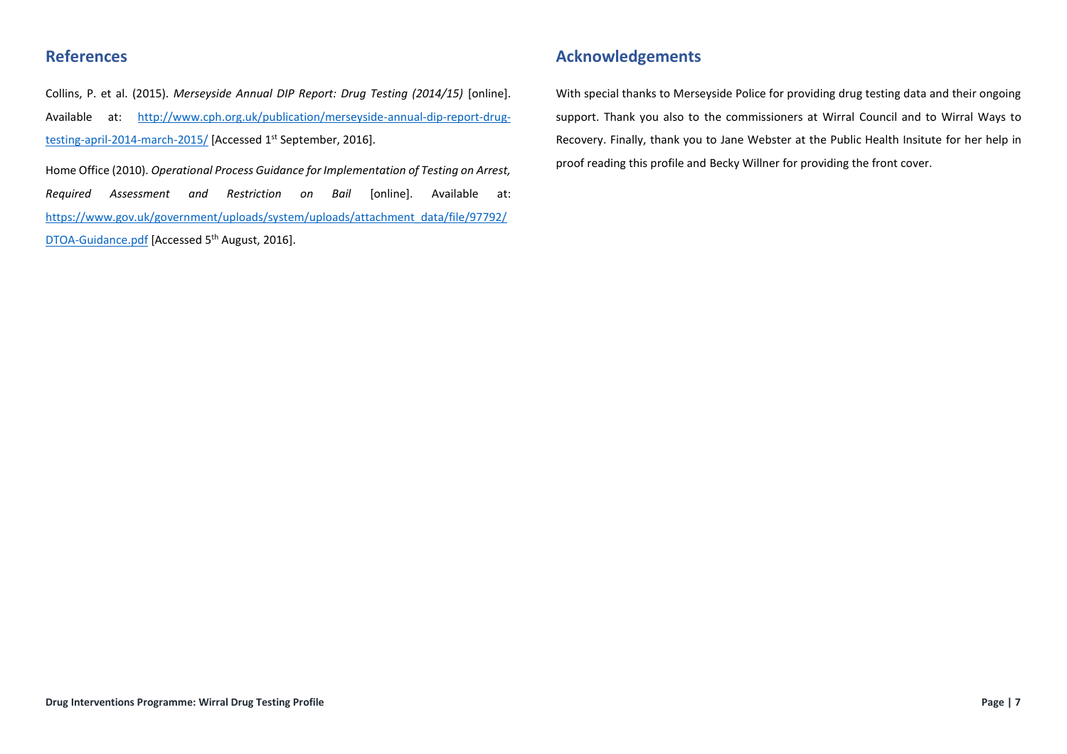## References

Collins, P. et al. (2015). *Merseyside Annual DIP Report: Drug Testing (2014/15)* [online]. Available at: [http://www.cph.org.uk/publication/merseyside-annual-dip-report-drug-testing-april-2014-march-2015/](http://www.cph.org.uk/publication/merseyside-annual-dip-report-drug-testing-april-2014-march-2015/) [Accessed 1st September, 2016].

Home Office (2010). *Operational Process Guidance for Implementation of Testing on Arrest, Required Assessment and Restriction on Bail* [online]. Available at: [https://www.gov.uk/government/uploads/system/uploads/attachment_data/file/97792/DTOA-Guidance.pdf](https://www.gov.uk/government/uploads/system/uploads/attachment_data/file/97792/DTOA-Guidance.pdf) [Accessed 5th August, 2016].

## Acknowledgements

With special thanks to Merseyside Police for providing drug testing data and their ongoing support. Thank you also to the commissioners at Wirral Council and to Wirral Ways to Recovery. Finally, thank you to Jane Webster at the Public Health Insitute for her help in proof reading this profile and Becky Willner for providing the front cover.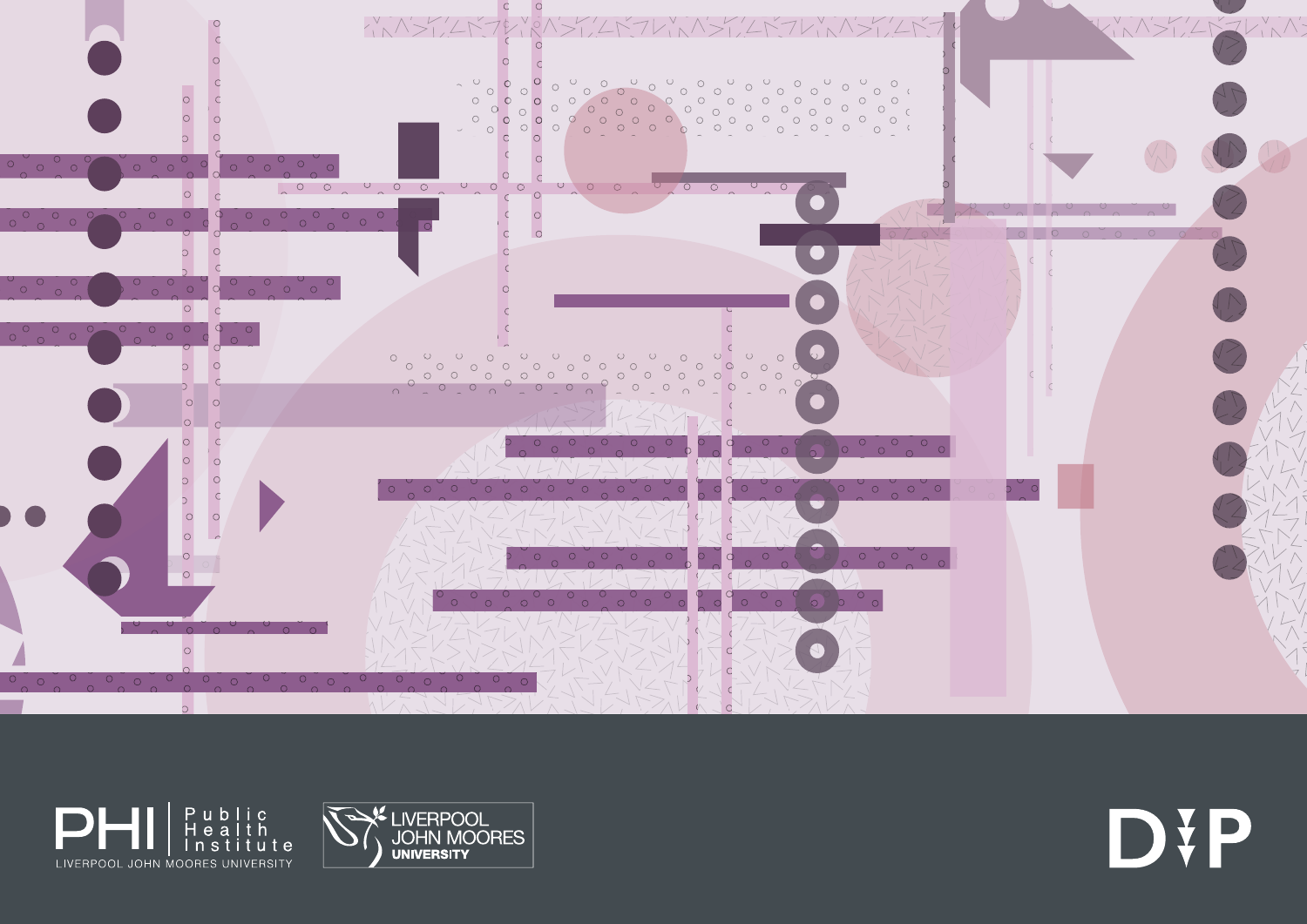PHI Public Health Institute

LIVERPOOL JOHN MOORES UNIVERSITY

LIVERPOOL JOHN MOORES UNIVERSITY

DIP